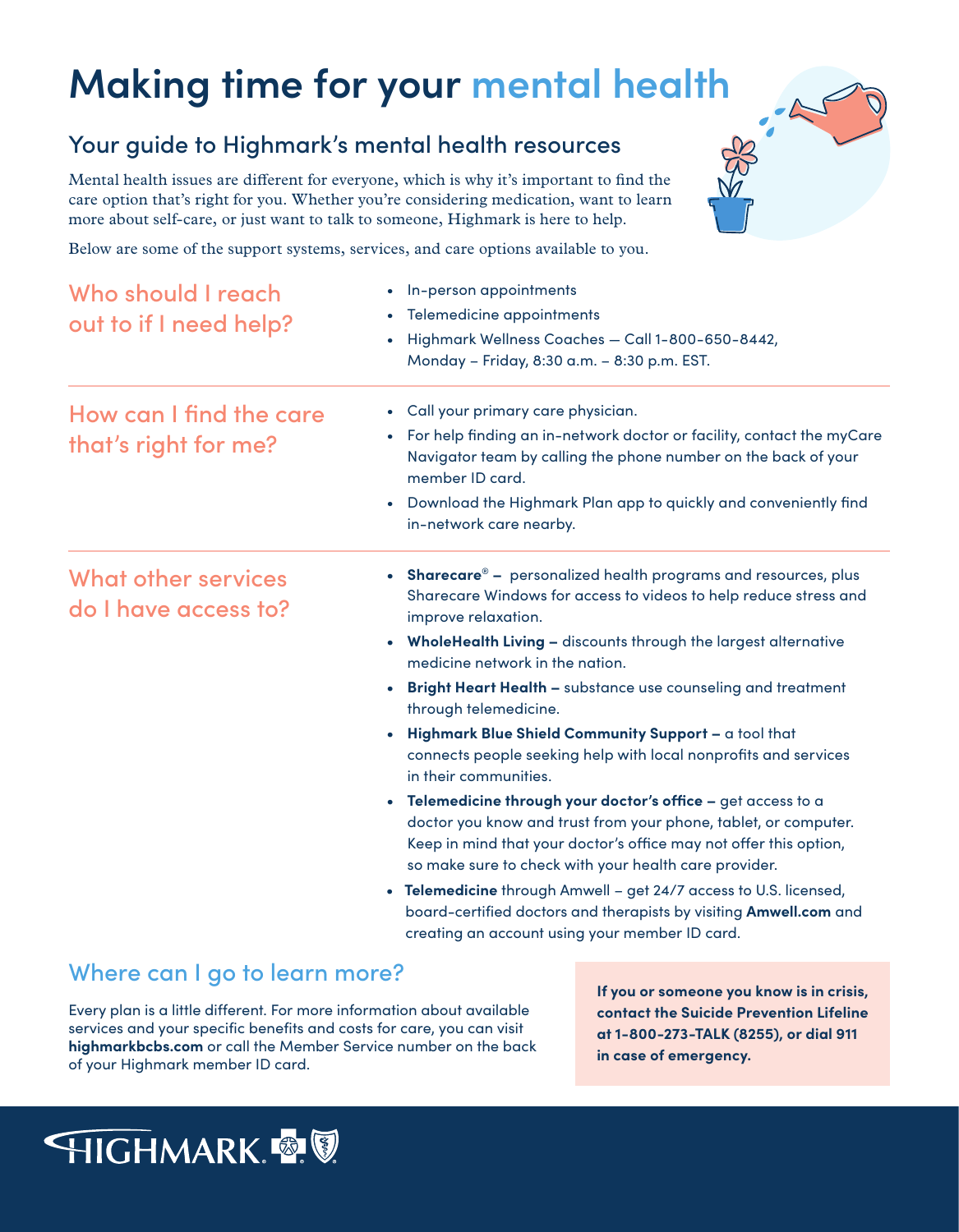# Making time for your mental health

## Your guide to Highmark's mental health resources

Mental health issues are different for everyone, which is why it's important to find the care option that's right for you. Whether you're considering medication, want to learn more about self-care, or just want to talk to someone, Highmark is here to help.

Below are some of the support systems, services, and care options available to you.

### Who should I reach out to if I need help?

- In-person appointments
- Telemedicine appointments
- Highmark Wellness Coaches — Call 1-800-650-8442, Monday – Friday, 8:30 a.m. – 8:30 p.m. EST.

### How can I find the care that's right for me?

- Call your primary care physician.
- For help finding an in-network doctor or facility, contact the myCare Navigator team by calling the phone number on the back of your member ID card.
- Download the Highmark Plan app to quickly and conveniently find in-network care nearby.

### What other services do I have access to?

- **Sharecare® –** personalized health programs and resources, plus Sharecare Windows for access to videos to help reduce stress and improve relaxation.
- **WholeHealth Living –** discounts through the largest alternative medicine network in the nation.
- **Bright Heart Health –** substance use counseling and treatment through telemedicine.
- **Highmark Blue Shield Community Support –** a tool that connects people seeking help with local nonprofits and services in their communities.
- **Telemedicine through your doctor's office –** get access to a doctor you know and trust from your phone, tablet, or computer. Keep in mind that your doctor's office may not offer this option, so make sure to check with your health care provider.
- **Telemedicine** through Amwell – get 24/7 access to U.S. licensed, board-certified doctors and therapists by visiting **Amwell.com** and creating an account using your member ID card.

## Where can I go to learn more?

Every plan is a little different. For more information about available services and your specific benefits and costs for care, you can visit **highmarkbcbs.com** or call the Member Service number on the back of your Highmark member ID card.

**If you or someone you know is in crisis, contact the Suicide Prevention Lifeline at 1-800-273-TALK (8255), or dial 911 in case of emergency.**

HIGHMARK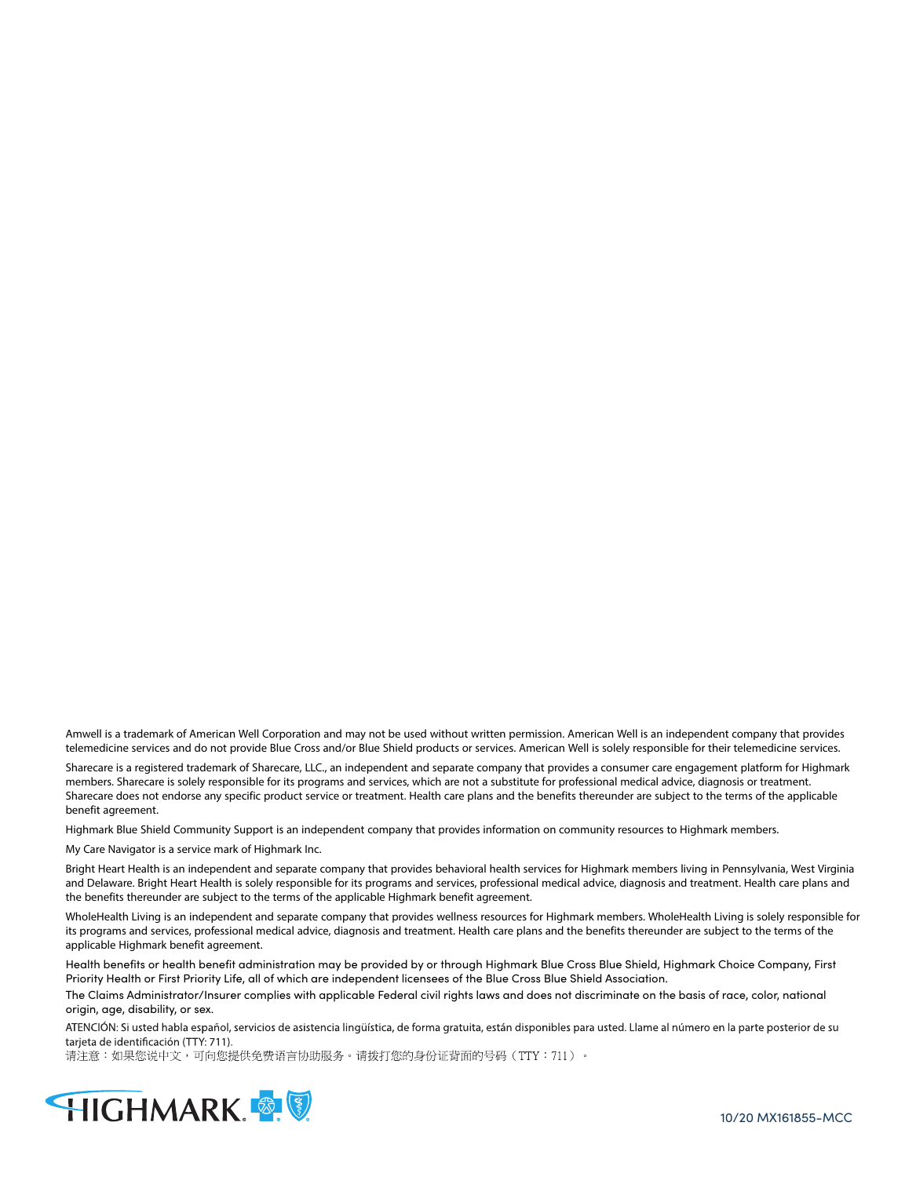Amwell is a trademark of American Well Corporation and may not be used without written permission. American Well is an independent company that provides telemedicine services and do not provide Blue Cross and/or Blue Shield products or services. American Well is solely responsible for their telemedicine services.

Sharecare is a registered trademark of Sharecare, LLC., an independent and separate company that provides a consumer care engagement platform for Highmark members. Sharecare is solely responsible for its programs and services, which are not a substitute for professional medical advice, diagnosis or treatment. Sharecare does not endorse any specific product service or treatment. Health care plans and the benefits thereunder are subject to the terms of the applicable benefit agreement.

Highmark Blue Shield Community Support is an independent company that provides information on community resources to Highmark members.

My Care Navigator is a service mark of Highmark Inc.

Bright Heart Health is an independent and separate company that provides behavioral health services for Highmark members living in Pennsylvania, West Virginia and Delaware. Bright Heart Health is solely responsible for its programs and services, professional medical advice, diagnosis and treatment. Health care plans and the benefits thereunder are subject to the terms of the applicable Highmark benefit agreement.

WholeHealth Living is an independent and separate company that provides wellness resources for Highmark members. WholeHealth Living is solely responsible for its programs and services, professional medical advice, diagnosis and treatment. Health care plans and the benefits thereunder are subject to the terms of the applicable Highmark benefit agreement.

Health benefits or health benefit administration may be provided by or through Highmark Blue Cross Blue Shield, Highmark Choice Company, First Priority Health or First Priority Life, all of which are independent licensees of the Blue Cross Blue Shield Association.

The Claims Administrator/Insurer complies with applicable Federal civil rights laws and does not discriminate on the basis of race, color, national origin, age, disability, or sex.

ATENCIÓN: Si usted habla español, servicios de asistencia lingüística, de forma gratuita, están disponibles para usted. Llame al número en la parte posterior de su tarjeta de identificación (TTY: 711).

请注意：如果您说中文，可向您提供免费语言协助服务。请拨打您的身份证背面的号码（TTY：711）。

HIGHMARK.

10/20 MX161855-MCC